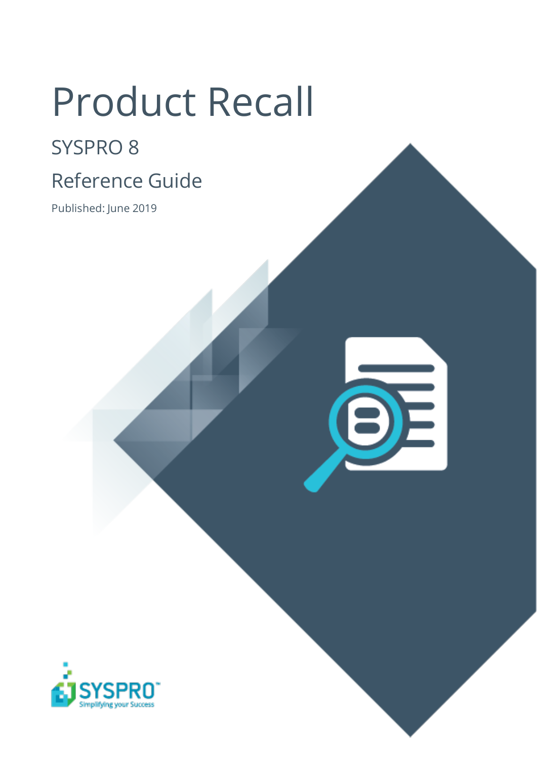# Product Recall

## SYSPRO 8

## Reference Guide

Published: June 2019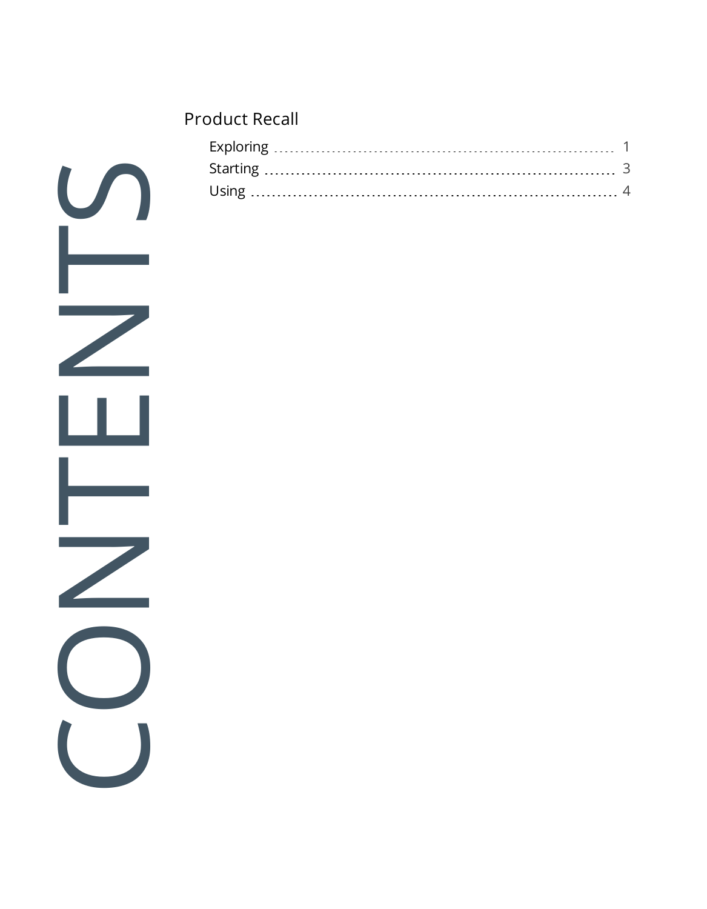# CONTENTS

## Product Recall

- Exploring ........ 1
- Starting ........ 3
- Using ........ 4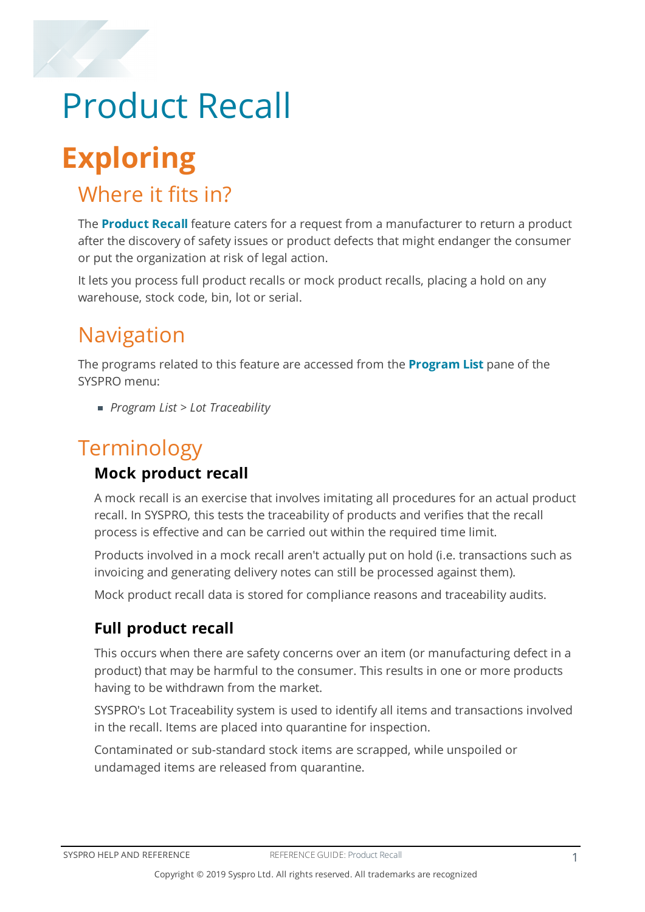# Product Recall

## Exploring

### Where it fits in?

The **Product Recall** feature caters for a request from a manufacturer to return a product after the discovery of safety issues or product defects that might endanger the consumer or put the organization at risk of legal action.

It lets you process full product recalls or mock product recalls, placing a hold on any warehouse, stock code, bin, lot or serial.

### Navigation

The programs related to this feature are accessed from the **Program List** pane of the SYSPRO menu:

- *Program List > Lot Traceability*

### Terminology

#### Mock product recall

A mock recall is an exercise that involves imitating all procedures for an actual product recall. In SYSPRO, this tests the traceability of products and verifies that the recall process is effective and can be carried out within the required time limit.

Products involved in a mock recall aren't actually put on hold (i.e. transactions such as invoicing and generating delivery notes can still be processed against them).

Mock product recall data is stored for compliance reasons and traceability audits.

#### Full product recall

This occurs when there are safety concerns over an item (or manufacturing defect in a product) that may be harmful to the consumer. This results in one or more products having to be withdrawn from the market.

SYSPRO's Lot Traceability system is used to identify all items and transactions involved in the recall. Items are placed into quarantine for inspection.

Contaminated or sub-standard stock items are scrapped, while unspoiled or undamaged items are released from quarantine.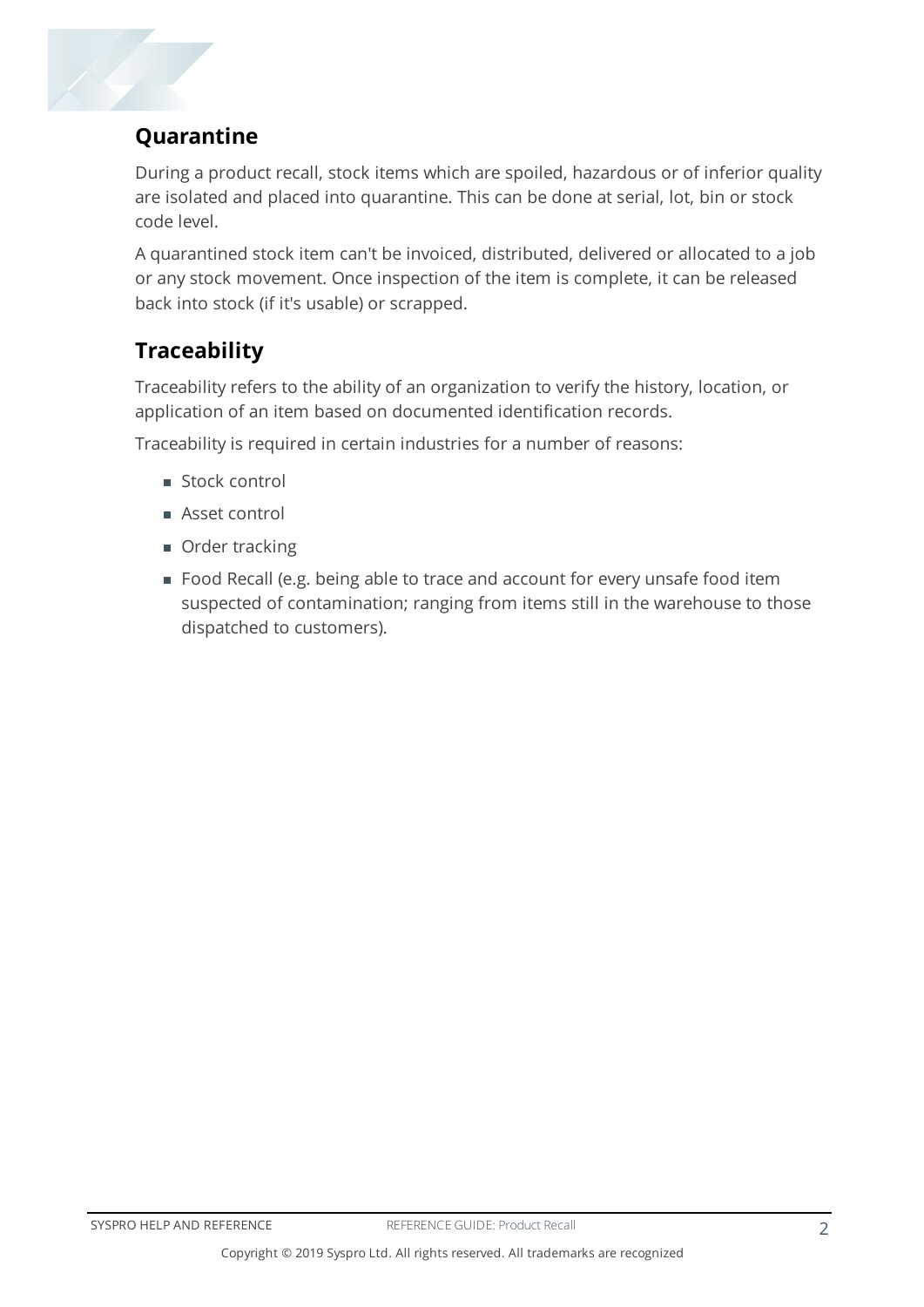## Quarantine

During a product recall, stock items which are spoiled, hazardous or of inferior quality are isolated and placed into quarantine. This can be done at serial, lot, bin or stock code level.

A quarantined stock item can't be invoiced, distributed, delivered or allocated to a job or any stock movement. Once inspection of the item is complete, it can be released back into stock (if it's usable) or scrapped.

## Traceability

Traceability refers to the ability of an organization to verify the history, location, or application of an item based on documented identification records.

Traceability is required in certain industries for a number of reasons:

- Stock control
- Asset control
- Order tracking
- Food Recall (e.g. being able to trace and account for every unsafe food item suspected of contamination; ranging from items still in the warehouse to those dispatched to customers).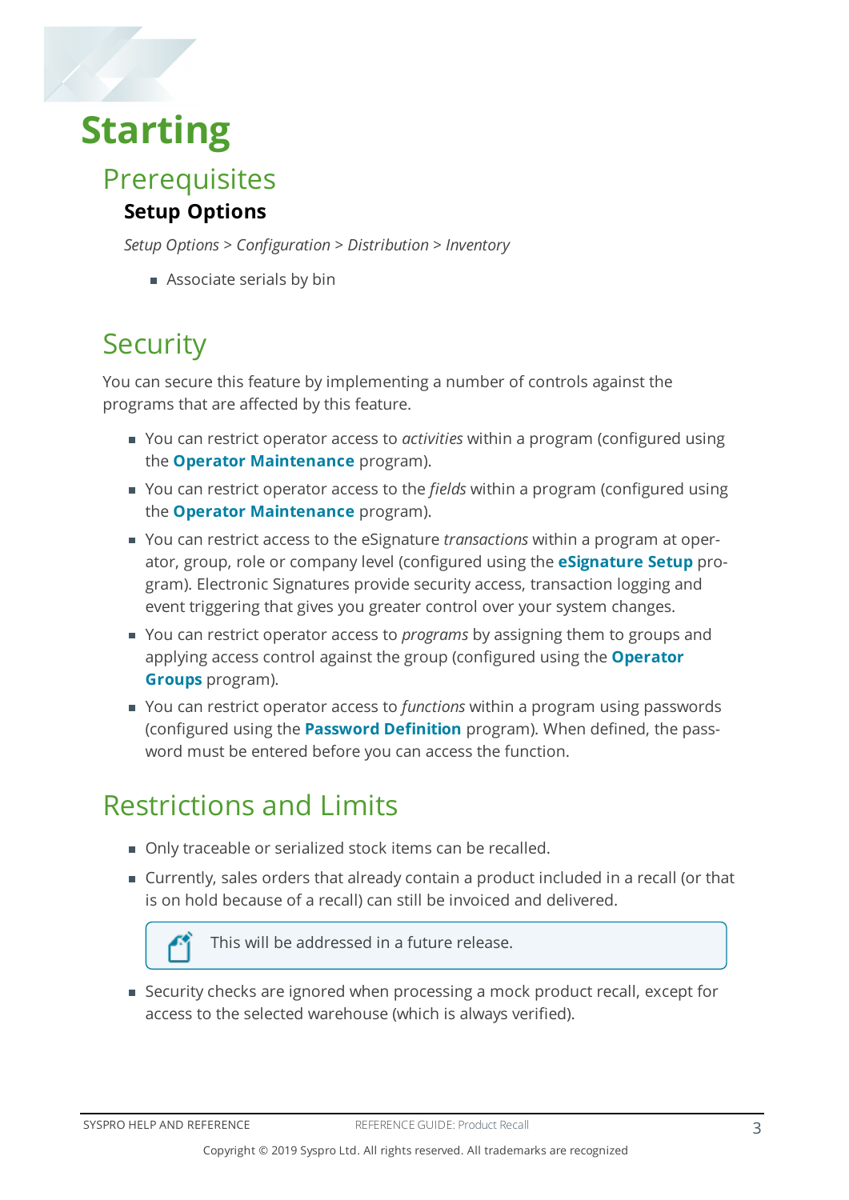# Starting

## Prerequisites

### Setup Options

*Setup Options > Configuration > Distribution > Inventory*

- Associate serials by bin

## Security

You can secure this feature by implementing a number of controls against the programs that are affected by this feature.

- You can restrict operator access to *activities* within a program (configured using the **Operator Maintenance** program).
- You can restrict operator access to the *fields* within a program (configured using the **Operator Maintenance** program).
- You can restrict access to the eSignature *transactions* within a program at operator, group, role or company level (configured using the **eSignature Setup** program). Electronic Signatures provide security access, transaction logging and event triggering that gives you greater control over your system changes.
- You can restrict operator access to *programs* by assigning them to groups and applying access control against the group (configured using the **Operator Groups** program).
- You can restrict operator access to *functions* within a program using passwords (configured using the **Password Definition** program). When defined, the password must be entered before you can access the function.

## Restrictions and Limits

- Only traceable or serialized stock items can be recalled.
- Currently, sales orders that already contain a product included in a recall (or that is on hold because of a recall) can still be invoiced and delivered.

  > This will be addressed in a future release.

- Security checks are ignored when processing a mock product recall, except for access to the selected warehouse (which is always verified).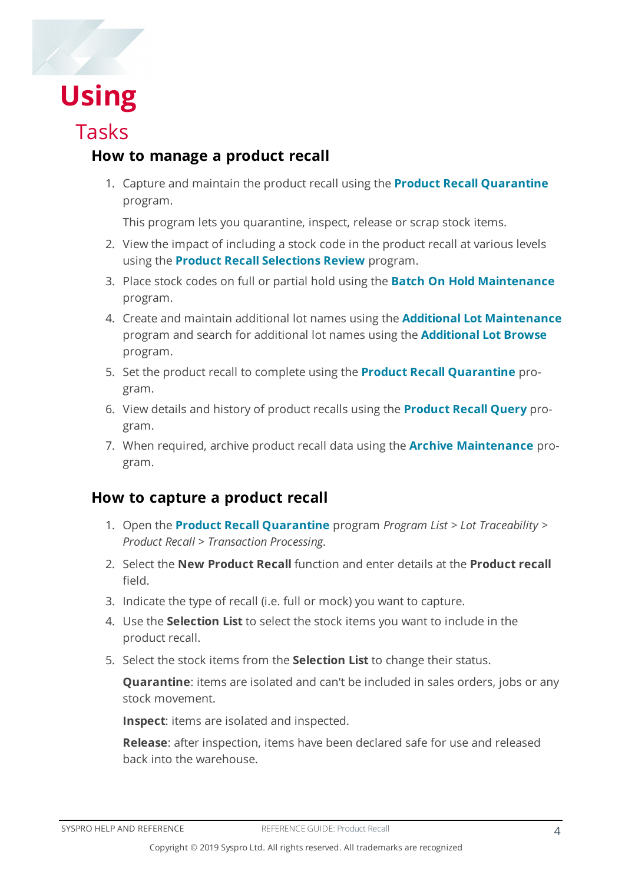# Using

## Tasks

### How to manage a product recall

1. Capture and maintain the product recall using the **Product Recall Quarantine** program.

   This program lets you quarantine, inspect, release or scrap stock items.

2. View the impact of including a stock code in the product recall at various levels using the **Product Recall Selections Review** program.
3. Place stock codes on full or partial hold using the **Batch On Hold Maintenance** program.
4. Create and maintain additional lot names using the **Additional Lot Maintenance** program and search for additional lot names using the **Additional Lot Browse** program.
5. Set the product recall to complete using the **Product Recall Quarantine** program.
6. View details and history of product recalls using the **Product Recall Query** program.
7. When required, archive product recall data using the **Archive Maintenance** program.

### How to capture a product recall

1. Open the **Product Recall Quarantine** program *Program List > Lot Traceability > Product Recall > Transaction Processing*.
2. Select the **New Product Recall** function and enter details at the **Product recall** field.
3. Indicate the type of recall (i.e. full or mock) you want to capture.
4. Use the **Selection List** to select the stock items you want to include in the product recall.
5. Select the stock items from the **Selection List** to change their status.

   **Quarantine**: items are isolated and can't be included in sales orders, jobs or any stock movement.

   **Inspect**: items are isolated and inspected.

   **Release**: after inspection, items have been declared safe for use and released back into the warehouse.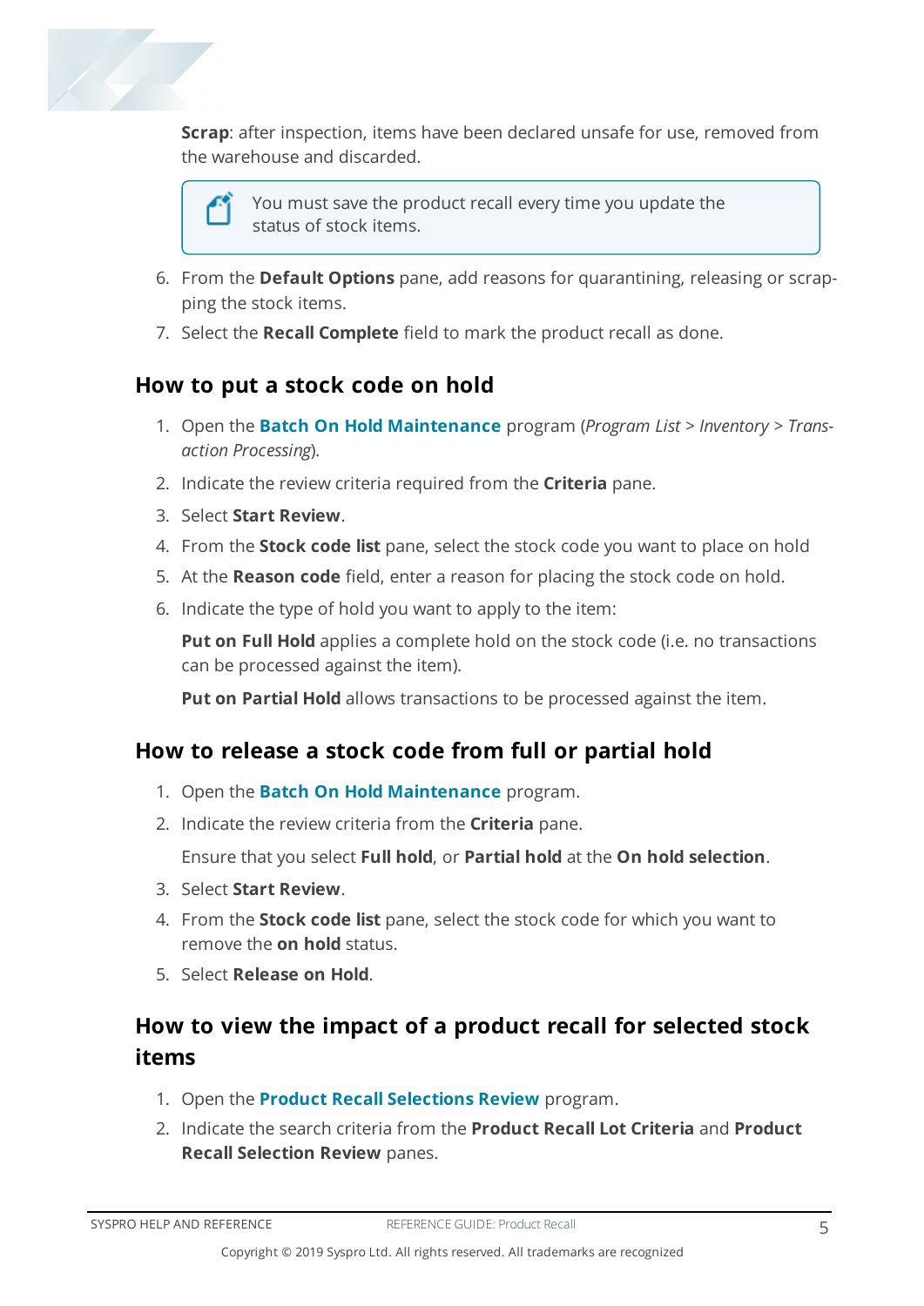**Scrap**: after inspection, items have been declared unsafe for use, removed from the warehouse and discarded.

> You must save the product recall every time you update the status of stock items.

6. From the **Default Options** pane, add reasons for quarantining, releasing or scrapping the stock items.
7. Select the **Recall Complete** field to mark the product recall as done.

## How to put a stock code on hold

1. Open the **Batch On Hold Maintenance** program (*Program List* > *Inventory* > *Transaction Processing*).
2. Indicate the review criteria required from the **Criteria** pane.
3. Select **Start Review**.
4. From the **Stock code list** pane, select the stock code you want to place on hold
5. At the **Reason code** field, enter a reason for placing the stock code on hold.
6. Indicate the type of hold you want to apply to the item:

   **Put on Full Hold** applies a complete hold on the stock code (i.e. no transactions can be processed against the item).

   **Put on Partial Hold** allows transactions to be processed against the item.

## How to release a stock code from full or partial hold

1. Open the **Batch On Hold Maintenance** program.
2. Indicate the review criteria from the **Criteria** pane.

   Ensure that you select **Full hold**, or **Partial hold** at the **On hold selection**.
3. Select **Start Review**.
4. From the **Stock code list** pane, select the stock code for which you want to remove the **on hold** status.
5. Select **Release on Hold**.

## How to view the impact of a product recall for selected stock items

1. Open the **Product Recall Selections Review** program.
2. Indicate the search criteria from the **Product Recall Lot Criteria** and **Product Recall Selection Review** panes.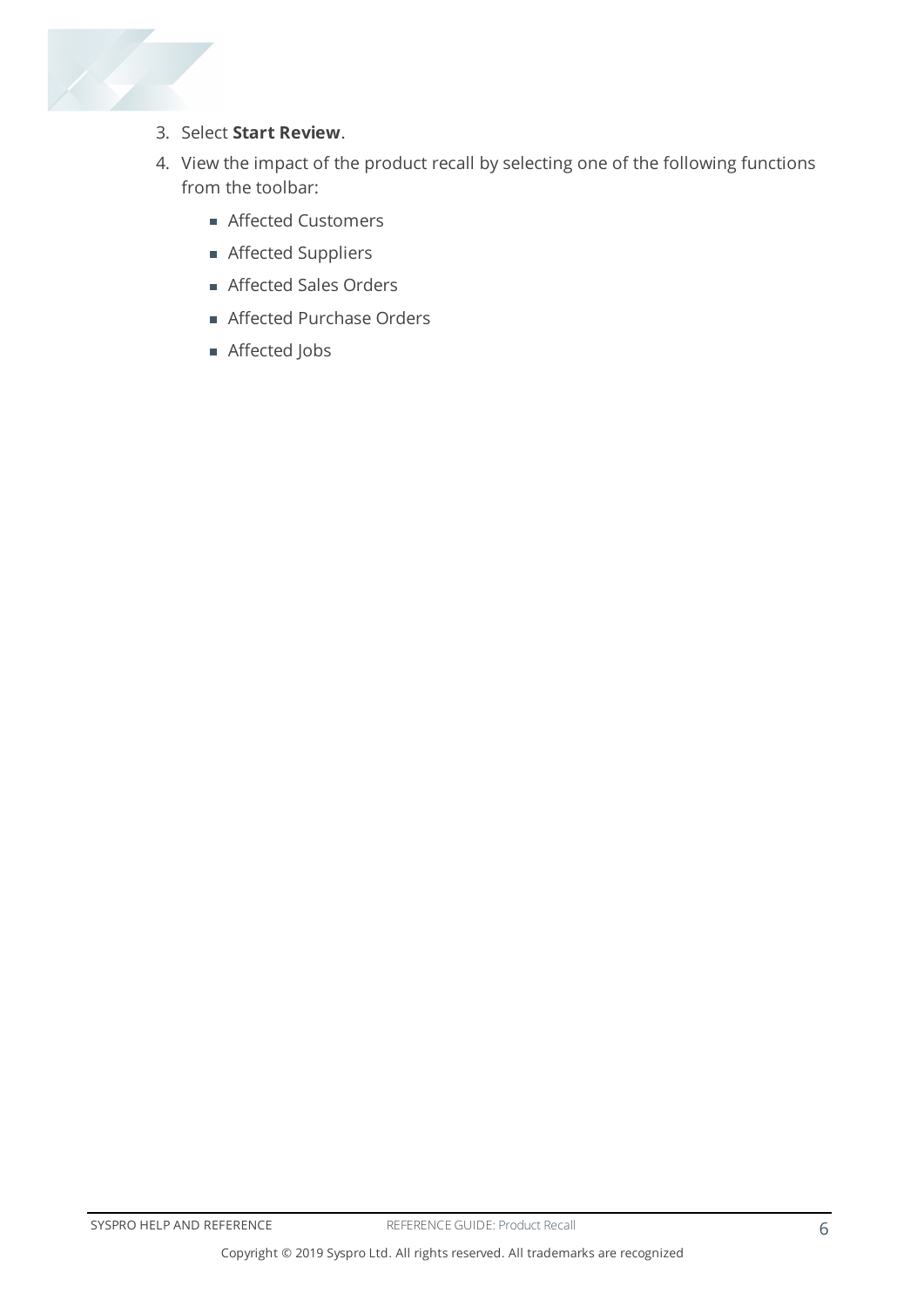3. Select **Start Review**.
4. View the impact of the product recall by selecting one of the following functions from the toolbar:
   - Affected Customers
   - Affected Suppliers
   - Affected Sales Orders
   - Affected Purchase Orders
   - Affected Jobs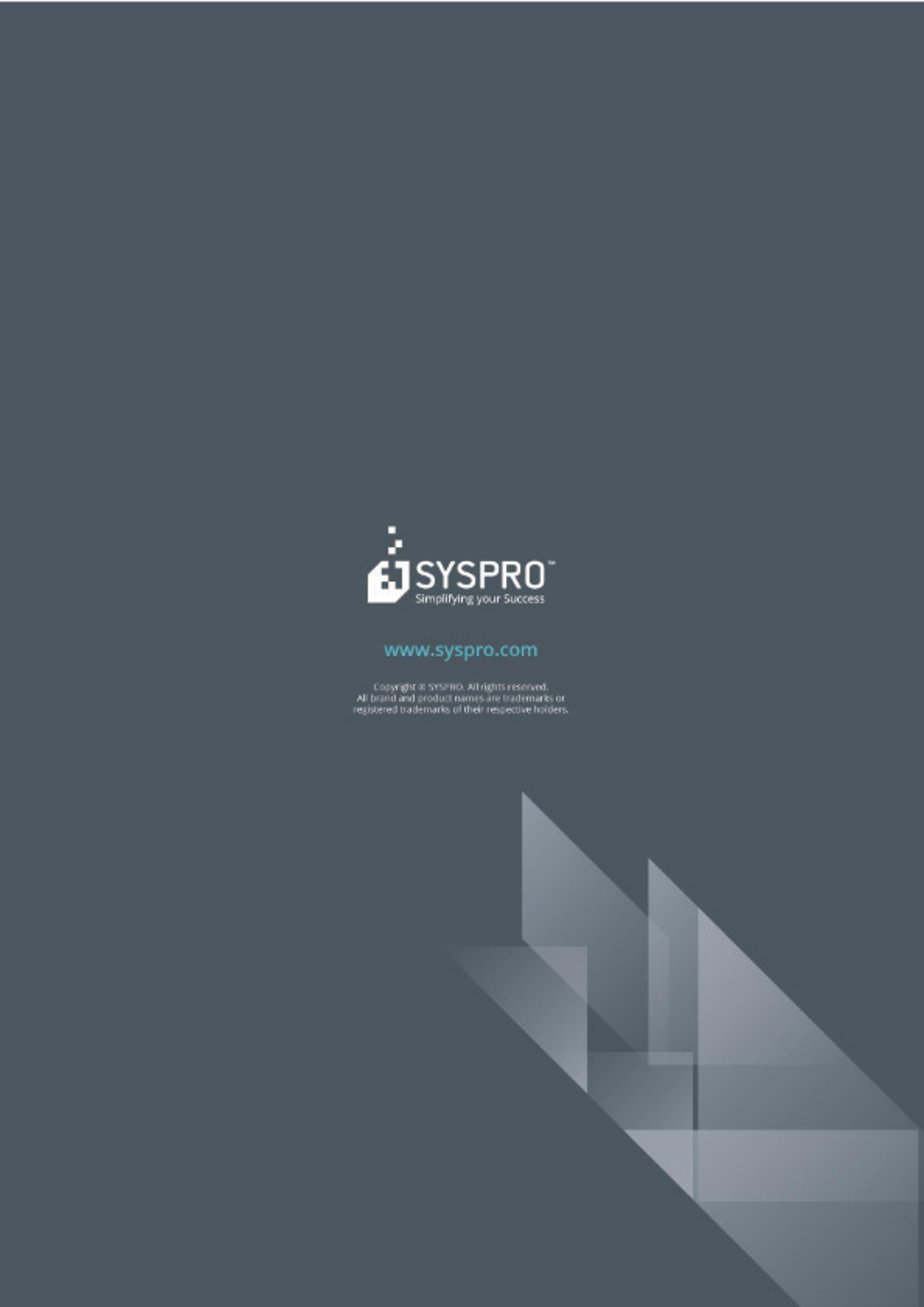SYSPRO™

Simplifying your Success

www.syspro.com

Copyright © SYSPRO. All rights reserved.
All brand and product names are trademarks or registered trademarks of their respective holders.